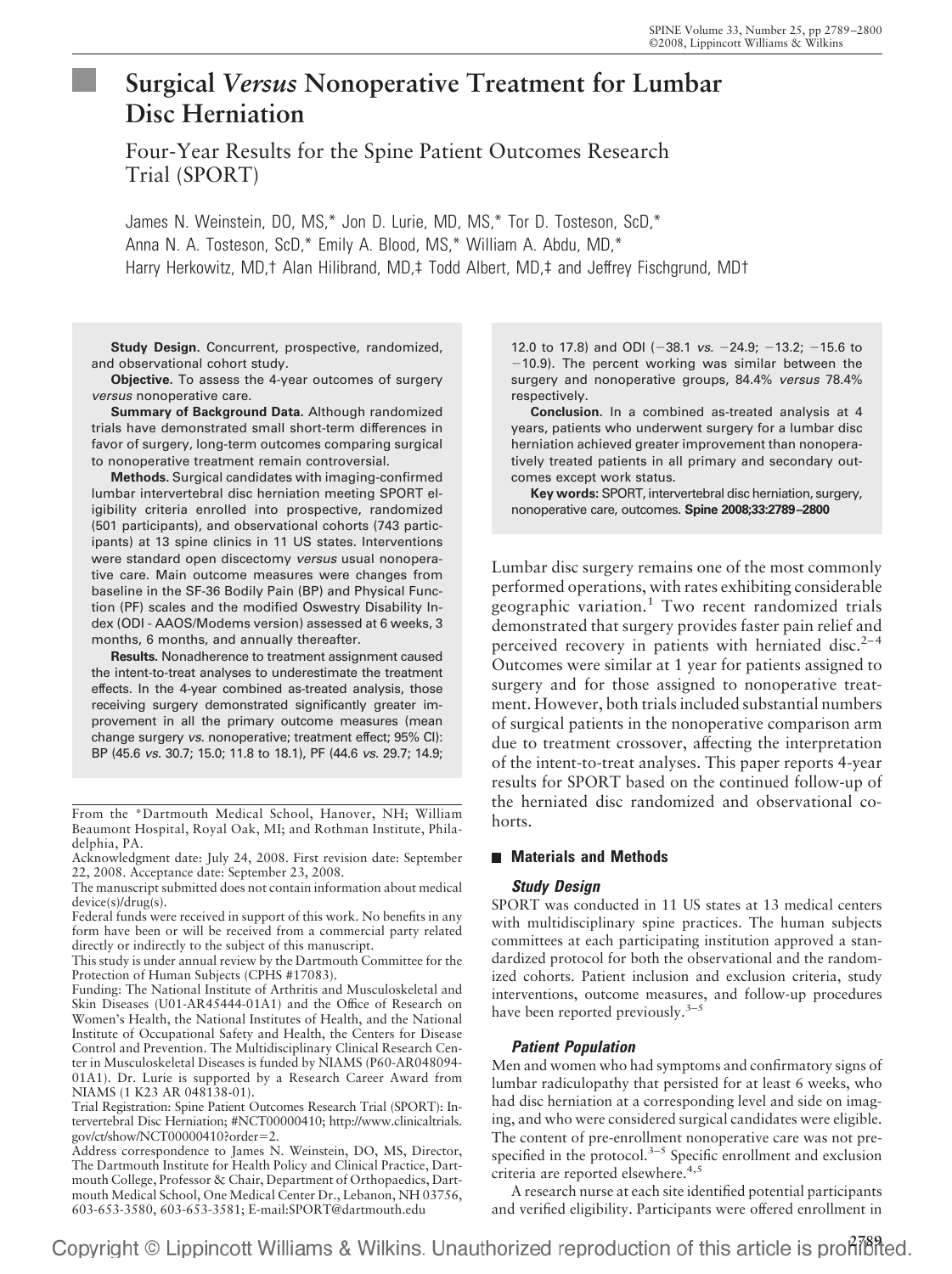# Surgical *Versus* Nonoperative Treatment for Lumbar Disc Herniation

## Four-Year Results for the Spine Patient Outcomes Research Trial (SPORT)

James N. Weinstein, DO, MS,* Jon D. Lurie, MD, MS,* Tor D. Tosteson, ScD,* Anna N. A. Tosteson, ScD,* Emily A. Blood, MS,* William A. Abdu, MD,* Harry Herkowitz, MD,† Alan Hilibrand, MD,‡ Todd Albert, MD,‡ and Jeffrey Fischgrund, MD†

**Study Design.** Concurrent, prospective, randomized, and observational cohort study.

**Objective.** To assess the 4-year outcomes of surgery *versus* nonoperative care.

**Summary of Background Data.** Although randomized trials have demonstrated small short-term differences in favor of surgery, long-term outcomes comparing surgical to nonoperative treatment remain controversial.

**Methods.** Surgical candidates with imaging-confirmed lumbar intervertebral disc herniation meeting SPORT eligibility criteria enrolled into prospective, randomized (501 participants), and observational cohorts (743 participants) at 13 spine clinics in 11 US states. Interventions were standard open discectomy *versus* usual nonoperative care. Main outcome measures were changes from baseline in the SF-36 Bodily Pain (BP) and Physical Function (PF) scales and the modified Oswestry Disability Index (ODI - AAOS/Modems version) assessed at 6 weeks, 3 months, 6 months, and annually thereafter.

**Results.** Nonadherence to treatment assignment caused the intent-to-treat analyses to underestimate the treatment effects. In the 4-year combined as-treated analysis, those receiving surgery demonstrated significantly greater improvement in all the primary outcome measures (mean change surgery *vs.* nonoperative; treatment effect; 95% CI): BP (45.6 *vs.* 30.7; 15.0; 11.8 to 18.1), PF (44.6 *vs.* 29.7; 14.9; 12.0 to 17.8) and ODI (−38.1 *vs.* −24.9; −13.2; −15.6 to −10.9). The percent working was similar between the surgery and nonoperative groups, 84.4% *versus* 78.4% respectively.

**Conclusion.** In a combined as-treated analysis at 4 years, patients who underwent surgery for a lumbar disc herniation achieved greater improvement than nonoperatively treated patients in all primary and secondary outcomes except work status.

**Key words:** SPORT, intervertebral disc herniation, surgery, nonoperative care, outcomes. **Spine 2008;33:2789–2800**

Lumbar disc surgery remains one of the most commonly performed operations, with rates exhibiting considerable geographic variation.[1] Two recent randomized trials demonstrated that surgery provides faster pain relief and perceived recovery in patients with herniated disc.[2–4] Outcomes were similar at 1 year for patients assigned to surgery and for those assigned to nonoperative treatment. However, both trials included substantial numbers of surgical patients in the nonoperative comparison arm due to treatment crossover, affecting the interpretation of the intent-to-treat analyses. This paper reports 4-year results for SPORT based on the continued follow-up of the herniated disc randomized and observational cohorts.

## Materials and Methods

### Study Design

SPORT was conducted in 11 US states at 13 medical centers with multidisciplinary spine practices. The human subjects committees at each participating institution approved a standardized protocol for both the observational and the randomized cohorts. Patient inclusion and exclusion criteria, study interventions, outcome measures, and follow-up procedures have been reported previously.[3–5]

### Patient Population

Men and women who had symptoms and confirmatory signs of lumbar radiculopathy that persisted for at least 6 weeks, who had disc herniation at a corresponding level and side on imaging, and who were considered surgical candidates were eligible. The content of pre-enrollment nonoperative care was not prespecified in the protocol.[3–5] Specific enrollment and exclusion criteria are reported elsewhere.[4,5]

A research nurse at each site identified potential participants and verified eligibility. Participants were offered enrollment in

---

From the *Dartmouth Medical School, Hanover, NH; William Beaumont Hospital, Royal Oak, MI; and Rothman Institute, Philadelphia, PA.

Acknowledgment date: July 24, 2008. First revision date: September 22, 2008. Acceptance date: September 23, 2008.

The manuscript submitted does not contain information about medical device(s)/drug(s).

Federal funds were received in support of this work. No benefits in any form have been or will be received from a commercial party related directly or indirectly to the subject of this manuscript.

This study is under annual review by the Dartmouth Committee for the Protection of Human Subjects (CPHS #17083).

Funding: The National Institute of Arthritis and Musculoskeletal and Skin Diseases (U01-AR45444-01A1) and the Office of Research on Women's Health, the National Institutes of Health, and the National Institute of Occupational Safety and Health, the Centers for Disease Control and Prevention. The Multidisciplinary Clinical Research Center in Musculoskeletal Diseases is funded by NIAMS (P60-AR048094-01A1). Dr. Lurie is supported by a Research Career Award from NIAMS (1 K23 AR 048138-01).

Trial Registration: Spine Patient Outcomes Research Trial (SPORT): Intervertebral Disc Herniation; #NCT00000410; http://www.clinicaltrials.gov/ct/show/NCT00000410?order=2.

Address correspondence to James N. Weinstein, DO, MS, Director, The Dartmouth Institute for Health Policy and Clinical Practice, Dartmouth College, Professor & Chair, Department of Orthopaedics, Dartmouth Medical School, One Medical Center Dr., Lebanon, NH 03756, 603-653-3580, 603-653-3581; E-mail:SPORT@dartmouth.edu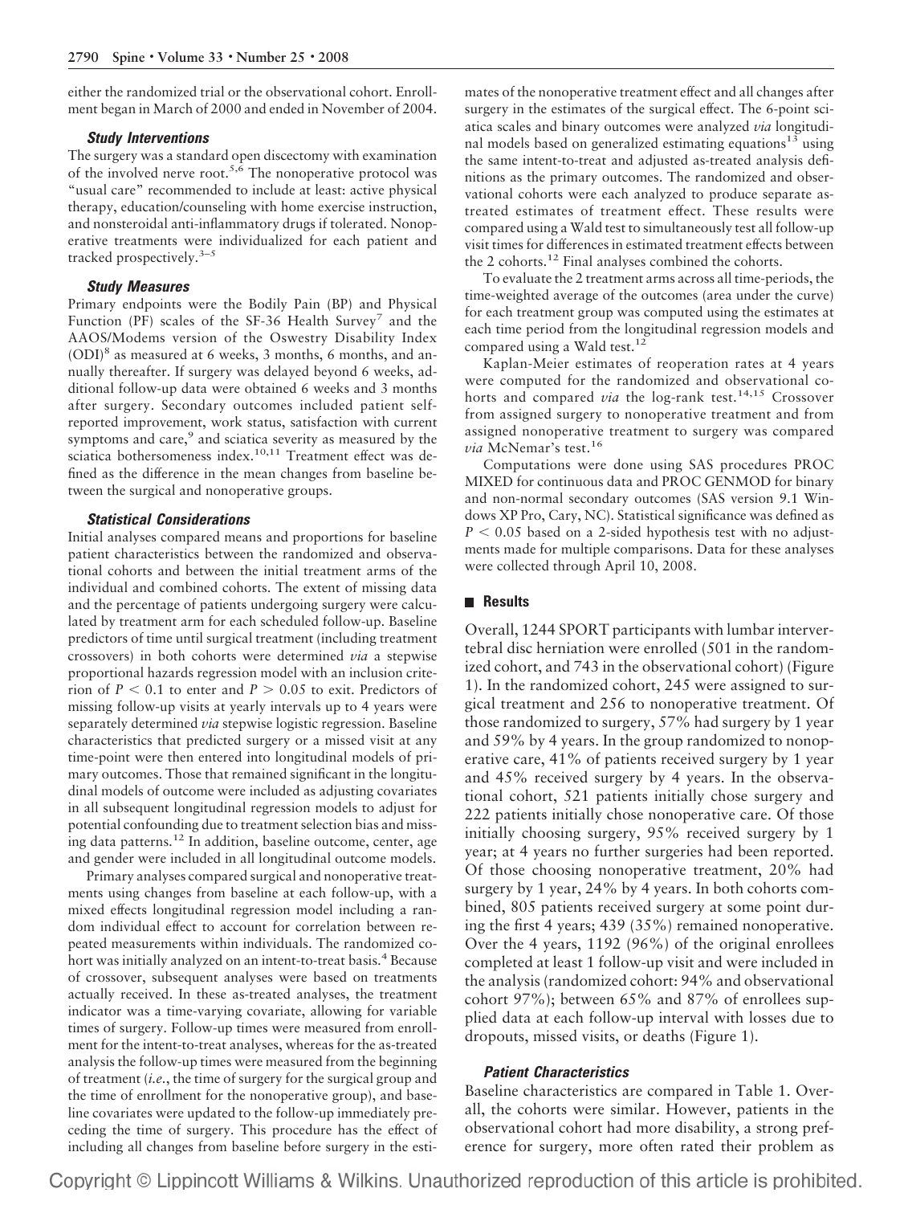either the randomized trial or the observational cohort. Enrollment began in March of 2000 and ended in November of 2004.

#### *Study Interventions*

The surgery was a standard open discectomy with examination of the involved nerve root.[5,6] The nonoperative protocol was "usual care" recommended to include at least: active physical therapy, education/counseling with home exercise instruction, and nonsteroidal anti-inflammatory drugs if tolerated. Nonoperative treatments were individualized for each patient and tracked prospectively.[3–5]

#### *Study Measures*

Primary endpoints were the Bodily Pain (BP) and Physical Function (PF) scales of the SF-36 Health Survey[7] and the AAOS/Modems version of the Oswestry Disability Index (ODI)[8] as measured at 6 weeks, 3 months, 6 months, and annually thereafter. If surgery was delayed beyond 6 weeks, additional follow-up data were obtained 6 weeks and 3 months after surgery. Secondary outcomes included patient self-reported improvement, work status, satisfaction with current symptoms and care,[9] and sciatica severity as measured by the sciatica bothersomeness index.[10,11] Treatment effect was defined as the difference in the mean changes from baseline between the surgical and nonoperative groups.

#### *Statistical Considerations*

Initial analyses compared means and proportions for baseline patient characteristics between the randomized and observational cohorts and between the initial treatment arms of the individual and combined cohorts. The extent of missing data and the percentage of patients undergoing surgery were calculated by treatment arm for each scheduled follow-up. Baseline predictors of time until surgical treatment (including treatment crossovers) in both cohorts were determined *via* a stepwise proportional hazards regression model with an inclusion criterion of $P < 0.1$ to enter and $P > 0.05$ to exit. Predictors of missing follow-up visits at yearly intervals up to 4 years were separately determined *via* stepwise logistic regression. Baseline characteristics that predicted surgery or a missed visit at any time-point were then entered into longitudinal models of primary outcomes. Those that remained significant in the longitudinal models of outcome were included as adjusting covariates in all subsequent longitudinal regression models to adjust for potential confounding due to treatment selection bias and missing data patterns.[12] In addition, baseline outcome, center, age and gender were included in all longitudinal outcome models.

Primary analyses compared surgical and nonoperative treatments using changes from baseline at each follow-up, with a mixed effects longitudinal regression model including a random individual effect to account for correlation between repeated measurements within individuals. The randomized cohort was initially analyzed on an intent-to-treat basis.[4] Because of crossover, subsequent analyses were based on treatments actually received. In these as-treated analyses, the treatment indicator was a time-varying covariate, allowing for variable times of surgery. Follow-up times were measured from enrollment for the intent-to-treat analyses, whereas for the as-treated analysis the follow-up times were measured from the beginning of treatment (*i.e.*, the time of surgery for the surgical group and the time of enrollment for the nonoperative group), and baseline covariates were updated to the follow-up immediately preceding the time of surgery. This procedure has the effect of including all changes from baseline before surgery in the estimates of the nonoperative treatment effect and all changes after surgery in the estimates of the surgical effect. The 6-point sciatica scales and binary outcomes were analyzed *via* longitudinal models based on generalized estimating equations[13] using the same intent-to-treat and adjusted as-treated analysis definitions as the primary outcomes. The randomized and observational cohorts were each analyzed to produce separate as-treated estimates of treatment effect. These results were compared using a Wald test to simultaneously test all follow-up visit times for differences in estimated treatment effects between the 2 cohorts.[12] Final analyses combined the cohorts.

To evaluate the 2 treatment arms across all time-periods, the time-weighted average of the outcomes (area under the curve) for each treatment group was computed using the estimates at each time period from the longitudinal regression models and compared using a Wald test.[12]

Kaplan-Meier estimates of reoperation rates at 4 years were computed for the randomized and observational cohorts and compared *via* the log-rank test.[14,15] Crossover from assigned surgery to nonoperative treatment and from assigned nonoperative treatment to surgery was compared *via* McNemar's test.[16]

Computations were done using SAS procedures PROC MIXED for continuous data and PROC GENMOD for binary and non-normal secondary outcomes (SAS version 9.1 Windows XP Pro, Cary, NC). Statistical significance was defined as $P < 0.05$ based on a 2-sided hypothesis test with no adjustments made for multiple comparisons. Data for these analyses were collected through April 10, 2008.

## Results

Overall, 1244 SPORT participants with lumbar intervertebral disc herniation were enrolled (501 in the randomized cohort, and 743 in the observational cohort) (Figure 1). In the randomized cohort, 245 were assigned to surgical treatment and 256 to nonoperative treatment. Of those randomized to surgery, 57% had surgery by 1 year and 59% by 4 years. In the group randomized to nonoperative care, 41% of patients received surgery by 1 year and 45% received surgery by 4 years. In the observational cohort, 521 patients initially chose surgery and 222 patients initially chose nonoperative care. Of those initially choosing surgery, 95% received surgery by 1 year; at 4 years no further surgeries had been reported. Of those choosing nonoperative treatment, 20% had surgery by 1 year, 24% by 4 years. In both cohorts combined, 805 patients received surgery at some point during the first 4 years; 439 (35%) remained nonoperative. Over the 4 years, 1192 (96%) of the original enrollees completed at least 1 follow-up visit and were included in the analysis (randomized cohort: 94% and observational cohort 97%); between 65% and 87% of enrollees supplied data at each follow-up interval with losses due to dropouts, missed visits, or deaths (Figure 1).

#### *Patient Characteristics*

Baseline characteristics are compared in Table 1. Overall, the cohorts were similar. However, patients in the observational cohort had more disability, a strong preference for surgery, more often rated their problem as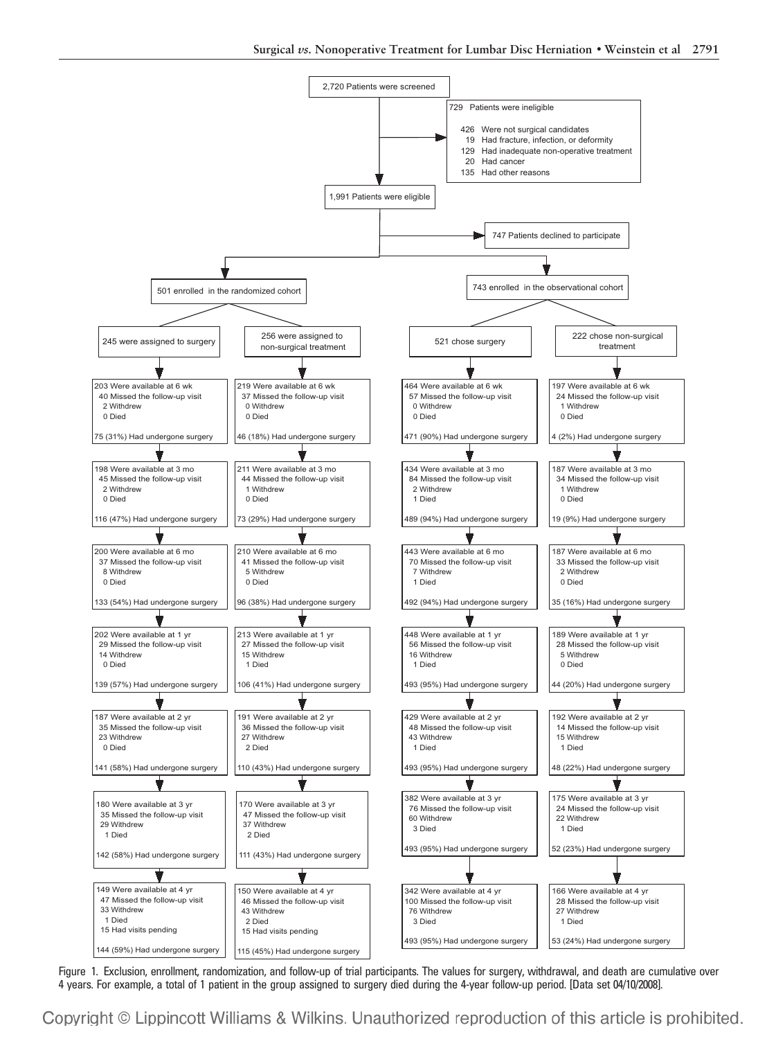2,720 Patients were screened

729 Patients were ineligible

- 426 Were not surgical candidates
- 19 Had fracture, infection, or deformity
- 129 Had inadequate non-operative treatment
- 20 Had cancer
- 135 Had other reasons

1,991 Patients were eligible

747 Patients declined to participate

| 501 enrolled in the randomized cohort | | 743 enrolled in the observational cohort | |
|---|---|---|---|
| 245 were assigned to surgery | 256 were assigned to non-surgical treatment | 521 chose surgery | 222 chose non-surgical treatment |
| 203 Were available at 6 wk<br>40 Missed the follow-up visit<br>2 Withdrew<br>0 Died<br>75 (31%) Had undergone surgery | 219 Were available at 6 wk<br>37 Missed the follow-up visit<br>0 Withdrew<br>0 Died<br>46 (18%) Had undergone surgery | 464 Were available at 6 wk<br>57 Missed the follow-up visit<br>0 Withdrew<br>0 Died<br>471 (90%) Had undergone surgery | 197 Were available at 6 wk<br>24 Missed the follow-up visit<br>1 Withdrew<br>0 Died<br>4 (2%) Had undergone surgery |
| 198 Were available at 3 mo<br>45 Missed the follow-up visit<br>2 Withdrew<br>0 Died<br>116 (47%) Had undergone surgery | 211 Were available at 3 mo<br>44 Missed the follow-up visit<br>1 Withdrew<br>0 Died<br>73 (29%) Had undergone surgery | 434 Were available at 3 mo<br>84 Missed the follow-up visit<br>2 Withdrew<br>1 Died<br>489 (94%) Had undergone surgery | 187 Were available at 3 mo<br>34 Missed the follow-up visit<br>1 Withdrew<br>0 Died<br>19 (9%) Had undergone surgery |
| 200 Were available at 6 mo<br>37 Missed the follow-up visit<br>8 Withdrew<br>0 Died<br>133 (54%) Had undergone surgery | 210 Were available at 6 mo<br>41 Missed the follow-up visit<br>5 Withdrew<br>0 Died<br>96 (38%) Had undergone surgery | 443 Were available at 6 mo<br>70 Missed the follow-up visit<br>7 Withdrew<br>1 Died<br>492 (94%) Had undergone surgery | 187 Were available at 6 mo<br>33 Missed the follow-up visit<br>2 Withdrew<br>0 Died<br>35 (16%) Had undergone surgery |
| 202 Were available at 1 yr<br>29 Missed the follow-up visit<br>14 Withdrew<br>0 Died<br>139 (57%) Had undergone surgery | 213 Were available at 1 yr<br>27 Missed the follow-up visit<br>15 Withdrew<br>1 Died<br>106 (41%) Had undergone surgery | 448 Were available at 1 yr<br>56 Missed the follow-up visit<br>16 Withdrew<br>1 Died<br>493 (95%) Had undergone surgery | 189 Were available at 1 yr<br>28 Missed the follow-up visit<br>5 Withdrew<br>0 Died<br>44 (20%) Had undergone surgery |
| 187 Were available at 2 yr<br>35 Missed the follow-up visit<br>23 Withdrew<br>0 Died<br>141 (58%) Had undergone surgery | 191 Were available at 2 yr<br>36 Missed the follow-up visit<br>27 Withdrew<br>2 Died<br>110 (43%) Had undergone surgery | 429 Were available at 2 yr<br>48 Missed the follow-up visit<br>43 Withdrew<br>1 Died<br>493 (95%) Had undergone surgery | 192 Were available at 2 yr<br>14 Missed the follow-up visit<br>15 Withdrew<br>1 Died<br>48 (22%) Had undergone surgery |
| 180 Were available at 3 yr<br>35 Missed the follow-up visit<br>29 Withdrew<br>1 Died<br>142 (58%) Had undergone surgery | 170 Were available at 3 yr<br>47 Missed the follow-up visit<br>37 Withdrew<br>2 Died<br>111 (43%) Had undergone surgery | 382 Were available at 3 yr<br>76 Missed the follow-up visit<br>60 Withdrew<br>3 Died<br>493 (95%) Had undergone surgery | 175 Were available at 3 yr<br>24 Missed the follow-up visit<br>22 Withdrew<br>1 Died<br>52 (23%) Had undergone surgery |
| 149 Were available at 4 yr<br>47 Missed the follow-up visit<br>33 Withdrew<br>1 Died<br>15 Had visits pending<br>144 (59%) Had undergone surgery | 150 Were available at 4 yr<br>46 Missed the follow-up visit<br>43 Withdrew<br>2 Died<br>15 Had visits pending<br>115 (45%) Had undergone surgery | 342 Were available at 4 yr<br>100 Missed the follow-up visit<br>76 Withdrew<br>3 Died<br>493 (95%) Had undergone surgery | 166 Were available at 4 yr<br>28 Missed the follow-up visit<br>27 Withdrew<br>1 Died<br>53 (24%) Had undergone surgery |

Figure 1. Exclusion, enrollment, randomization, and follow-up of trial participants. The values for surgery, withdrawal, and death are cumulative over 4 years. For example, a total of 1 patient in the group assigned to surgery died during the 4-year follow-up period. [Data set 04/10/2008].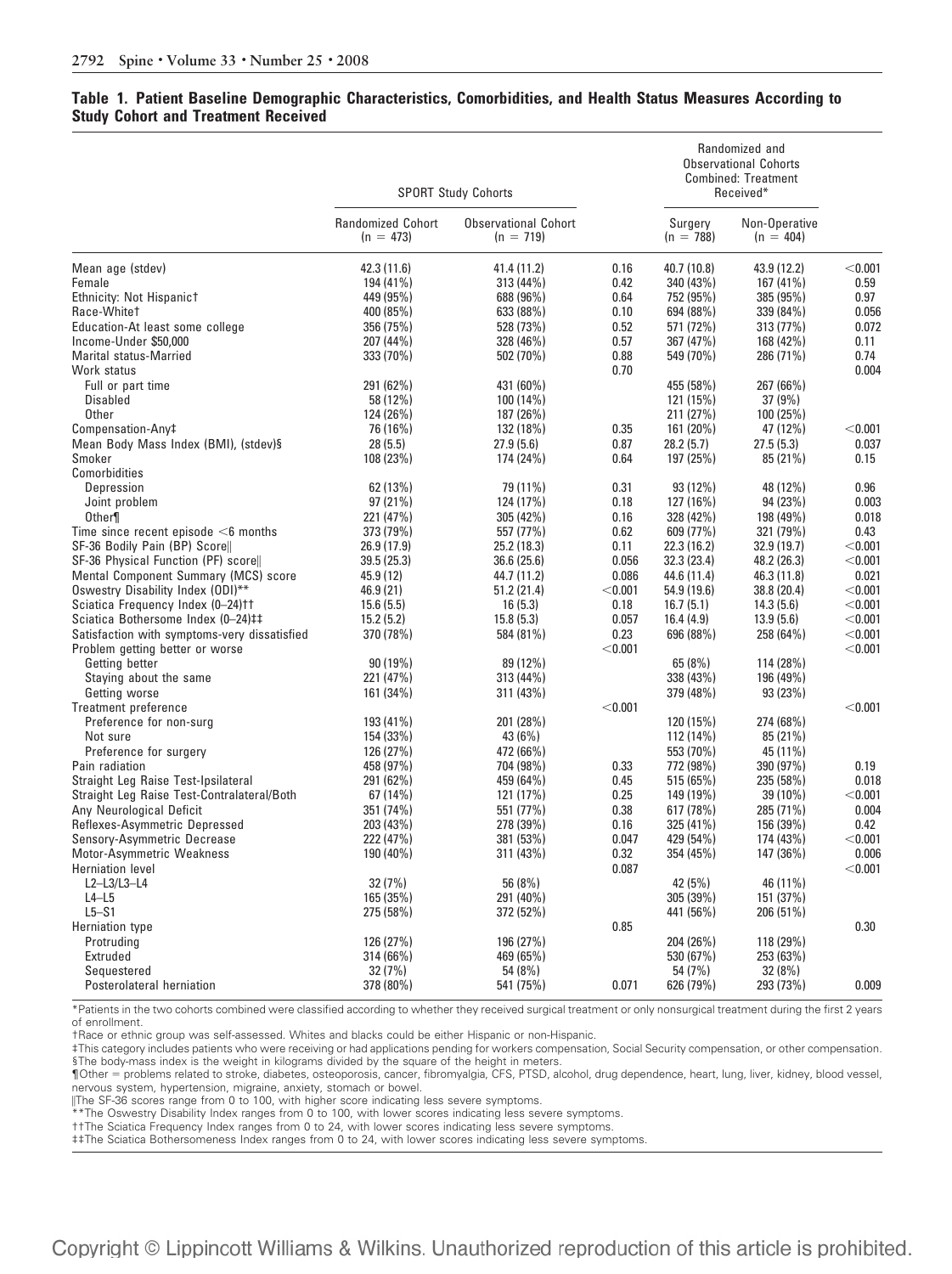**Table 1. Patient Baseline Demographic Characteristics, Comorbidities, and Health Status Measures According to Study Cohort and Treatment Received**

| | SPORT Study Cohorts | | | Randomized and Observational Cohorts Combined: Treatment Received* | | |
|---|---|---|---|---|---|---|
| | Randomized Cohort (n = 473) | Observational Cohort (n = 719) | | Surgery (n = 788) | Non-Operative (n = 404) | |
| Mean age (stdev) | 42.3 (11.6) | 41.4 (11.2) | 0.16 | 40.7 (10.8) | 43.9 (12.2) | <0.001 |
| Female | 194 (41%) | 313 (44%) | 0.42 | 340 (43%) | 167 (41%) | 0.59 |
| Ethnicity: Not Hispanic† | 449 (95%) | 688 (96%) | 0.64 | 752 (95%) | 385 (95%) | 0.97 |
| Race-White† | 400 (85%) | 633 (88%) | 0.10 | 694 (88%) | 339 (84%) | 0.056 |
| Education-At least some college | 356 (75%) | 528 (73%) | 0.52 | 571 (72%) | 313 (77%) | 0.072 |
| Income-Under $50,000 | 207 (44%) | 328 (46%) | 0.57 | 367 (47%) | 168 (42%) | 0.11 |
| Marital status-Married | 333 (70%) | 502 (70%) | 0.88 | 549 (70%) | 286 (71%) | 0.74 |
| Work status | | | 0.70 | | | 0.004 |
| Full or part time | 291 (62%) | 431 (60%) | | 455 (58%) | 267 (66%) | |
| Disabled | 58 (12%) | 100 (14%) | | 121 (15%) | 37 (9%) | |
| Other | 124 (26%) | 187 (26%) | | 211 (27%) | 100 (25%) | |
| Compensation-Any‡ | 76 (16%) | 132 (18%) | 0.35 | 161 (20%) | 47 (12%) | <0.001 |
| Mean Body Mass Index (BMI), (stdev)§ | 28 (5.5) | 27.9 (5.6) | 0.87 | 28.2 (5.7) | 27.5 (5.3) | 0.037 |
| Smoker | 108 (23%) | 174 (24%) | 0.64 | 197 (25%) | 85 (21%) | 0.15 |
| Comorbidities | | | | | | |
| Depression | 62 (13%) | 79 (11%) | 0.31 | 93 (12%) | 48 (12%) | 0.96 |
| Joint problem | 97 (21%) | 124 (17%) | 0.18 | 127 (16%) | 94 (23%) | 0.003 |
| Other¶ | 221 (47%) | 305 (42%) | 0.16 | 328 (42%) | 198 (49%) | 0.018 |
| Time since recent episode <6 months | 373 (79%) | 557 (77%) | 0.62 | 609 (77%) | 321 (79%) | 0.43 |
| SF-36 Bodily Pain (BP) Score‖ | 26.9 (17.9) | 25.2 (18.3) | 0.11 | 22.3 (16.2) | 32.9 (19.7) | <0.001 |
| SF-36 Physical Function (PF) score‖ | 39.5 (25.3) | 36.6 (25.6) | 0.056 | 32.3 (23.4) | 48.2 (26.3) | <0.001 |
| Mental Component Summary (MCS) score | 45.9 (12) | 44.7 (11.2) | 0.086 | 44.6 (11.4) | 46.3 (11.8) | 0.021 |
| Oswestry Disability Index (ODI)** | 46.9 (21) | 51.2 (21.4) | <0.001 | 54.9 (19.6) | 38.8 (20.4) | <0.001 |
| Sciatica Frequency Index (0–24)†† | 15.6 (5.5) | 16 (5.3) | 0.18 | 16.7 (5.1) | 14.3 (5.6) | <0.001 |
| Sciatica Bothersome Index (0–24)‡‡ | 15.2 (5.2) | 15.8 (5.3) | 0.057 | 16.4 (4.9) | 13.9 (5.6) | <0.001 |
| Satisfaction with symptoms-very dissatisfied | 370 (78%) | 584 (81%) | 0.23 | 696 (88%) | 258 (64%) | <0.001 |
| Problem getting better or worse | | | <0.001 | | | <0.001 |
| Getting better | 90 (19%) | 89 (12%) | | 65 (8%) | 114 (28%) | |
| Staying about the same | 221 (47%) | 313 (44%) | | 338 (43%) | 196 (49%) | |
| Getting worse | 161 (34%) | 311 (43%) | | 379 (48%) | 93 (23%) | |
| Treatment preference | | | <0.001 | | | <0.001 |
| Preference for non-surg | 193 (41%) | 201 (28%) | | 120 (15%) | 274 (68%) | |
| Not sure | 154 (33%) | 43 (6%) | | 112 (14%) | 85 (21%) | |
| Preference for surgery | 126 (27%) | 472 (66%) | | 553 (70%) | 45 (11%) | |
| Pain radiation | 458 (97%) | 704 (98%) | 0.33 | 772 (98%) | 390 (97%) | 0.19 |
| Straight Leg Raise Test-Ipsilateral | 291 (62%) | 459 (64%) | 0.45 | 515 (65%) | 235 (58%) | 0.018 |
| Straight Leg Raise Test-Contralateral/Both | 67 (14%) | 121 (17%) | 0.25 | 149 (19%) | 39 (10%) | <0.001 |
| Any Neurological Deficit | 351 (74%) | 551 (77%) | 0.38 | 617 (78%) | 285 (71%) | 0.004 |
| Reflexes-Asymmetric Depressed | 203 (43%) | 278 (39%) | 0.16 | 325 (41%) | 156 (39%) | 0.42 |
| Sensory-Asymmetric Decrease | 222 (47%) | 381 (53%) | 0.047 | 429 (54%) | 174 (43%) | <0.001 |
| Motor-Asymmetric Weakness | 190 (40%) | 311 (43%) | 0.32 | 354 (45%) | 147 (36%) | 0.006 |
| Herniation level | | | 0.087 | | | <0.001 |
| L2–L3/L3–L4 | 32 (7%) | 56 (8%) | | 42 (5%) | 46 (11%) | |
| L4–L5 | 165 (35%) | 291 (40%) | | 305 (39%) | 151 (37%) | |
| L5–S1 | 275 (58%) | 372 (52%) | | 441 (56%) | 206 (51%) | |
| Herniation type | | | 0.85 | | | 0.30 |
| Protruding | 126 (27%) | 196 (27%) | | 204 (26%) | 118 (29%) | |
| Extruded | 314 (66%) | 469 (65%) | | 530 (67%) | 253 (63%) | |
| Sequestered | 32 (7%) | 54 (8%) | | 54 (7%) | 32 (8%) | |
| Posterolateral herniation | 378 (80%) | 541 (75%) | 0.071 | 626 (79%) | 293 (73%) | 0.009 |

*Patients in the two cohorts combined were classified according to whether they received surgical treatment or only nonsurgical treatment during the first 2 years of enrollment.

†Race or ethnic group was self-assessed. Whites and blacks could be either Hispanic or non-Hispanic.

‡This category includes patients who were receiving or had applications pending for workers compensation, Social Security compensation, or other compensation.

§The body-mass index is the weight in kilograms divided by the square of the height in meters.

¶Other = problems related to stroke, diabetes, osteoporosis, cancer, fibromyalgia, CFS, PTSD, alcohol, drug dependence, heart, lung, liver, kidney, blood vessel, nervous system, hypertension, migraine, anxiety, stomach or bowel.

‖The SF-36 scores range from 0 to 100, with higher score indicating less severe symptoms.

**The Oswestry Disability Index ranges from 0 to 100, with lower scores indicating less severe symptoms.

††The Sciatica Frequency Index ranges from 0 to 24, with lower scores indicating less severe symptoms.

‡‡The Sciatica Bothersomeness Index ranges from 0 to 24, with lower scores indicating less severe symptoms.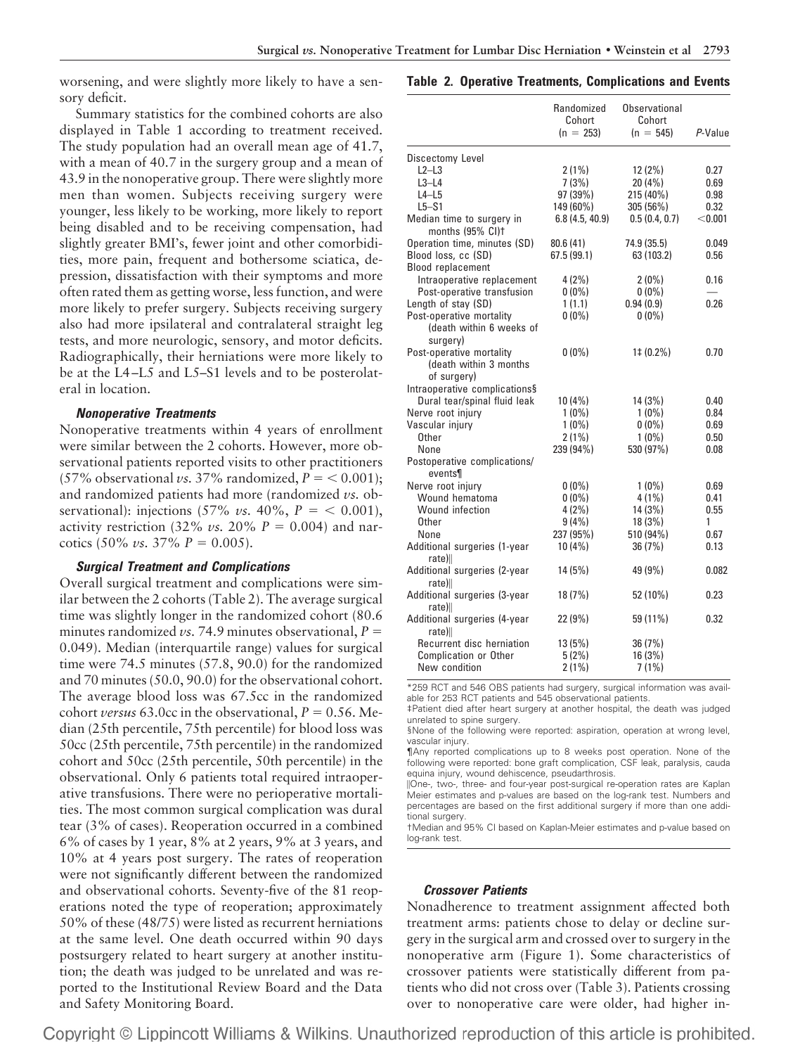worsening, and were slightly more likely to have a sensory deficit.

Summary statistics for the combined cohorts are also displayed in Table 1 according to treatment received. The study population had an overall mean age of 41.7, with a mean of 40.7 in the surgery group and a mean of 43.9 in the nonoperative group. There were slightly more men than women. Subjects receiving surgery were younger, less likely to be working, more likely to report being disabled and to be receiving compensation, had slightly greater BMI's, fewer joint and other comorbidities, more pain, frequent and bothersome sciatica, depression, dissatisfaction with their symptoms and more often rated them as getting worse, less function, and were more likely to prefer surgery. Subjects receiving surgery also had more ipsilateral and contralateral straight leg tests, and more neurologic, sensory, and motor deficits. Radiographically, their herniations were more likely to be at the L4–L5 and L5–S1 levels and to be posterolateral in location.

#### Nonoperative Treatments

Nonoperative treatments within 4 years of enrollment were similar between the 2 cohorts. However, more observational patients reported visits to other practitioners (57% observational *vs.* 37% randomized, $P = < 0.001$); and randomized patients had more (randomized *vs.* observational): injections (57% *vs.* 40%, $P = < 0.001$), activity restriction (32% *vs.* 20% $P = 0.004$) and narcotics (50% *vs.* 37% $P = 0.005$).

#### Surgical Treatment and Complications

Overall surgical treatment and complications were similar between the 2 cohorts (Table 2). The average surgical time was slightly longer in the randomized cohort (80.6 minutes randomized *vs.* 74.9 minutes observational, $P = 0.049$). Median (interquartile range) values for surgical time were 74.5 minutes (57.8, 90.0) for the randomized and 70 minutes (50.0, 90.0) for the observational cohort. The average blood loss was 67.5cc in the randomized cohort *versus* 63.0cc in the observational, $P = 0.56$. Median (25th percentile, 75th percentile) for blood loss was 50cc (25th percentile, 75th percentile) in the randomized cohort and 50cc (25th percentile, 50th percentile) in the observational. Only 6 patients total required intraoperative transfusions. There were no perioperative mortalities. The most common surgical complication was dural tear (3% of cases). Reoperation occurred in a combined 6% of cases by 1 year, 8% at 2 years, 9% at 3 years, and 10% at 4 years post surgery. The rates of reoperation were not significantly different between the randomized and observational cohorts. Seventy-five of the 81 reoperations noted the type of reoperation; approximately 50% of these (48/75) were listed as recurrent herniations at the same level. One death occurred within 90 days postsurgery related to heart surgery at another institution; the death was judged to be unrelated and was reported to the Institutional Review Board and the Data and Safety Monitoring Board.

**Table 2. Operative Treatments, Complications and Events**

| | Randomized Cohort (n = 253) | Observational Cohort (n = 545) | *P*-Value |
|---|---|---|---|
| Discectomy Level | | | |
| L2–L3 | 2 (1%) | 12 (2%) | 0.27 |
| L3–L4 | 7 (3%) | 20 (4%) | 0.69 |
| L4–L5 | 97 (39%) | 215 (40%) | 0.98 |
| L5–S1 | 149 (60%) | 305 (56%) | 0.32 |
| Median time to surgery in months (95% CI)† | 6.8 (4.5, 40.9) | 0.5 (0.4, 0.7) | <0.001 |
| Operation time, minutes (SD) | 80.6 (41) | 74.9 (35.5) | 0.049 |
| Blood loss, cc (SD) | 67.5 (99.1) | 63 (103.2) | 0.56 |
| Blood replacement | | | |
| Intraoperative replacement | 4 (2%) | 2 (0%) | 0.16 |
| Post-operative transfusion | 0 (0%) | 0 (0%) | — |
| Length of stay (SD) | 1 (1.1) | 0.94 (0.9) | 0.26 |
| Post-operative mortality (death within 6 weeks of surgery) | 0 (0%) | 0 (0%) | |
| Post-operative mortality (death within 3 months of surgery) | 0 (0%) | 1‡ (0.2%) | 0.70 |
| Intraoperative complications§ | | | |
| Dural tear/spinal fluid leak | 10 (4%) | 14 (3%) | 0.40 |
| Nerve root injury | 1 (0%) | 1 (0%) | 0.84 |
| Vascular injury | 1 (0%) | 0 (0%) | 0.69 |
| Other | 2 (1%) | 1 (0%) | 0.50 |
| None | 239 (94%) | 530 (97%) | 0.08 |
| Postoperative complications/events¶ | | | |
| Nerve root injury | 0 (0%) | 1 (0%) | 0.69 |
| Wound hematoma | 0 (0%) | 4 (1%) | 0.41 |
| Wound infection | 4 (2%) | 14 (3%) | 0.55 |
| Other | 9 (4%) | 18 (3%) | 1 |
| None | 237 (95%) | 510 (94%) | 0.67 |
| Additional surgeries (1-year rate)‖ | 10 (4%) | 36 (7%) | 0.13 |
| Additional surgeries (2-year rate)‖ | 14 (5%) | 49 (9%) | 0.082 |
| Additional surgeries (3-year rate)‖ | 18 (7%) | 52 (10%) | 0.23 |
| Additional surgeries (4-year rate)‖ | 22 (9%) | 59 (11%) | 0.32 |
| Recurrent disc herniation | 13 (5%) | 36 (7%) | |
| Complication or Other | 5 (2%) | 16 (3%) | |
| New condition | 2 (1%) | 7 (1%) | |

*259 RCT and 546 OBS patients had surgery, surgical information was available for 253 RCT patients and 545 observational patients.

‡Patient died after heart surgery at another hospital, the death was judged unrelated to spine surgery.

§None of the following were reported: aspiration, operation at wrong level, vascular injury.

¶Any reported complications up to 8 weeks post operation. None of the following were reported: bone graft complication, CSF leak, paralysis, cauda equina injury, wound dehiscence, pseudarthrosis.

‖One-, two-, three- and four-year post-surgical re-operation rates are Kaplan Meier estimates and p-values are based on the log-rank test. Numbers and percentages are based on the first additional surgery if more than one additional surgery.

†Median and 95% CI based on Kaplan-Meier estimates and p-value based on log-rank test.

#### Crossover Patients

Nonadherence to treatment assignment affected both treatment arms: patients chose to delay or decline surgery in the surgical arm and crossed over to surgery in the nonoperative arm (Figure 1). Some characteristics of crossover patients were statistically different from patients who did not cross over (Table 3). Patients crossing over to nonoperative care were older, had higher in-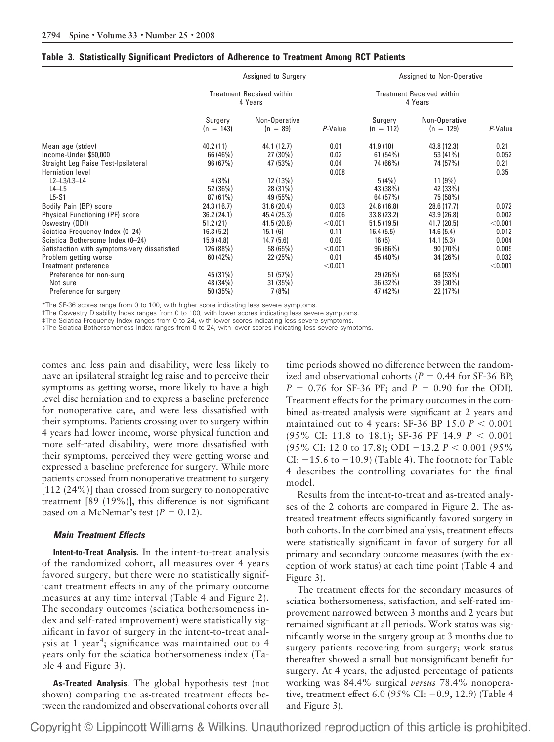**Table 3. Statistically Significant Predictors of Adherence to Treatment Among RCT Patients**

| | Assigned to Surgery | | | Assigned to Non-Operative | | |
|---|---|---|---|---|---|---|
| | Treatment Received within 4 Years | | | Treatment Received within 4 Years | | |
| | Surgery (n = 143) | Non-Operative (n = 89) | P-Value | Surgery (n = 112) | Non-Operative (n = 129) | P-Value |
| Mean age (stdev) | 40.2 (11) | 44.1 (12.7) | 0.01 | 41.9 (10) | 43.8 (12.3) | 0.21 |
| Income-Under $50,000 | 66 (46%) | 27 (30%) | 0.02 | 61 (54%) | 53 (41%) | 0.052 |
| Straight Leg Raise Test-Ipsilateral | 96 (67%) | 47 (53%) | 0.04 | 74 (66%) | 74 (57%) | 0.21 |
| Herniation level | | | 0.008 | | | 0.35 |
| L2–L3/L3–L4 | 4 (3%) | 12 (13%) | | 5 (4%) | 11 (9%) | |
| L4–L5 | 52 (36%) | 28 (31%) | | 43 (38%) | 42 (33%) | |
| L5-S1 | 87 (61%) | 49 (55%) | | 64 (57%) | 75 (58%) | |
| Bodily Pain (BP) score | 24.3 (16.7) | 31.6 (20.4) | 0.003 | 24.6 (16.8) | 28.6 (17.7) | 0.072 |
| Physical Functioning (PF) score | 36.2 (24.1) | 45.4 (25.3) | 0.006 | 33.8 (23.2) | 43.9 (26.8) | 0.002 |
| Oswestry (ODI) | 51.2 (21) | 41.5 (20.8) | <0.001 | 51.5 (19.5) | 41.7 (20.5) | <0.001 |
| Sciatica Frequency Index (0–24) | 16.3 (5.2) | 15.1 (6) | 0.11 | 16.4 (5.5) | 14.6 (5.4) | 0.012 |
| Sciatica Bothersome Index (0–24) | 15.9 (4.8) | 14.7 (5.6) | 0.09 | 16 (5) | 14.1 (5.3) | 0.004 |
| Satisfaction with symptoms-very dissatisfied | 126 (88%) | 58 (65%) | <0.001 | 96 (86%) | 90 (70%) | 0.005 |
| Problem getting worse | 60 (42%) | 22 (25%) | 0.01 | 45 (40%) | 34 (26%) | 0.032 |
| Treatment preference | | | <0.001 | | | <0.001 |
| Preference for non-surg | 45 (31%) | 51 (57%) | | 29 (26%) | 68 (53%) | |
| Not sure | 48 (34%) | 31 (35%) | | 36 (32%) | 39 (30%) | |
| Preference for surgery | 50 (35%) | 7 (8%) | | 47 (42%) | 22 (17%) | |

*The SF-36 scores range from 0 to 100, with higher score indicating less severe symptoms.
†The Oswestry Disability Index ranges from 0 to 100, with lower scores indicating less severe symptoms.
‡The Sciatica Frequency Index ranges from 0 to 24, with lower scores indicating less severe symptoms.
§The Sciatica Bothersomeness Index ranges from 0 to 24, with lower scores indicating less severe symptoms.

comes and less pain and disability, were less likely to have an ipsilateral straight leg raise and to perceive their symptoms as getting worse, more likely to have a high level disc herniation and to express a baseline preference for nonoperative care, and were less dissatisfied with their symptoms. Patients crossing over to surgery within 4 years had lower income, worse physical function and more self-rated disability, were more dissatisfied with their symptoms, perceived they were getting worse and expressed a baseline preference for surgery. While more patients crossed from nonoperative treatment to surgery [112 (24%)] than crossed from surgery to nonoperative treatment [89 (19%)], this difference is not significant based on a McNemar's test ($P = 0.12$).

### *Main Treatment Effects*

**Intent-to-Treat Analysis.** In the intent-to-treat analysis of the randomized cohort, all measures over 4 years favored surgery, but there were no statistically significant treatment effects in any of the primary outcome measures at any time interval (Table 4 and Figure 2). The secondary outcomes (sciatica bothersomeness index and self-rated improvement) were statistically significant in favor of surgery in the intent-to-treat analysis at 1 year[4]; significance was maintained out to 4 years only for the sciatica bothersomeness index (Table 4 and Figure 3).

**As-Treated Analysis.** The global hypothesis test (not shown) comparing the as-treated treatment effects between the randomized and observational cohorts over all time periods showed no difference between the randomized and observational cohorts ($P = 0.44$ for SF-36 BP; $P = 0.76$ for SF-36 PF; and $P = 0.90$ for the ODI). Treatment effects for the primary outcomes in the combined as-treated analysis were significant at 2 years and maintained out to 4 years: SF-36 BP 15.0 $P < 0.001$ (95% CI: 11.8 to 18.1); SF-36 PF 14.9 $P < 0.001$ (95% CI: 12.0 to 17.8); ODI −13.2 $P < 0.001$ (95% CI: −15.6 to −10.9) (Table 4). The footnote for Table 4 describes the controlling covariates for the final model.

Results from the intent-to-treat and as-treated analyses of the 2 cohorts are compared in Figure 2. The as-treated treatment effects significantly favored surgery in both cohorts. In the combined analysis, treatment effects were statistically significant in favor of surgery for all primary and secondary outcome measures (with the exception of work status) at each time point (Table 4 and Figure 3).

The treatment effects for the secondary measures of sciatica bothersomeness, satisfaction, and self-rated improvement narrowed between 3 months and 2 years but remained significant at all periods. Work status was significantly worse in the surgery group at 3 months due to surgery patients recovering from surgery; work status thereafter showed a small but nonsignificant benefit for surgery. At 4 years, the adjusted percentage of patients working was 84.4% surgical *versus* 78.4% nonoperative, treatment effect 6.0 (95% CI: −0.9, 12.9) (Table 4 and Figure 3).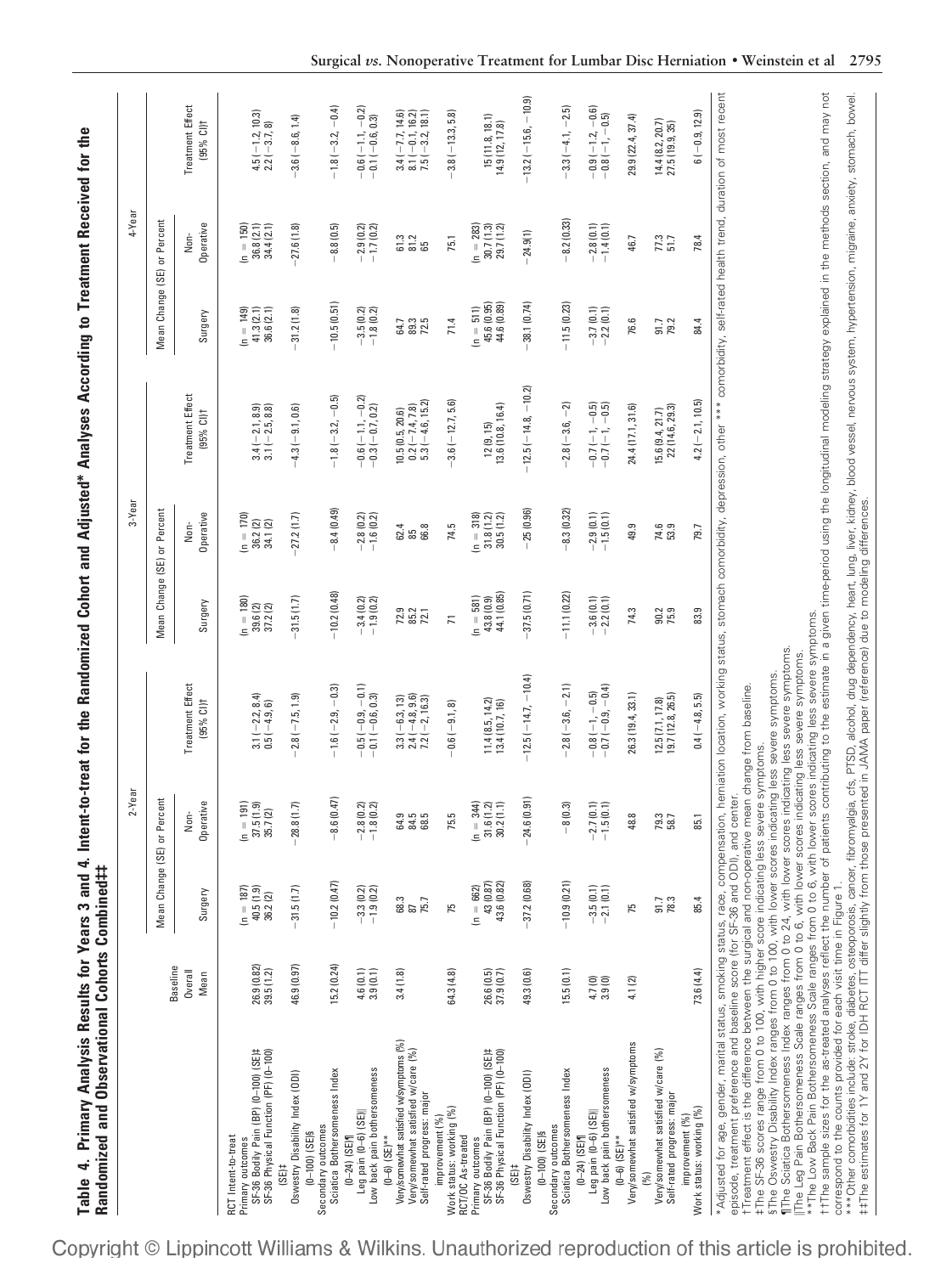**Table 4. Primary Analysis Results for Years 3 and 4. Intent-to-treat for the Randomized Cohort and Adjusted* Analyses According to Treatment Received for the Randomized and Observational Cohorts Combined‡‡**

| | Baseline Overall Mean | 2-Year Mean Change (SE) or Percent Surgery | 2-Year Non-Operative | 2-Year Treatment Effect (95% CI)† | 3-Year Mean Change (SE) or Percent Surgery | 3-Year Non-Operative | 3-Year Treatment Effect (95% CI)† | 4-Year Mean Change (SE) or Percent Surgery | 4-Year Non-Operative | 4-Year Treatment Effect (95% CI)† |
|---|---|---|---|---|---|---|---|---|---|---|
| **RCT Intent-to-treat** | | | | | | | | | | |
| Primary outcomes | | (n = 187) | (n = 191) | | (n = 180) | (n = 170) | | (n = 149) | (n = 150) | |
| SF-36 Bodily Pain (BP) (0–100) (SE)‡ | 26.9 (0.82) | 40.5 (1.9) | 37.5 (1.9) | 3.1 (−2.2, 8.4) | 39.6 (2) | 36.2 (2) | 3.4 (−2.1, 8.9) | 41.3 (2.1) | 36.8 (2.1) | 4.5 (−1.2, 10.3) |
| SF-36 Physical Function (PF) (0–100) (SE)‡ | 39.5 (1.2) | 36.2 (2) | 35.7 (2) | 0.5 (−4.9, 6) | 37.2 (2) | 34.1 (2) | 3.1 (−2.5, 8.8) | 36.6 (2.1) | 34.4 (2.1) | 2.2 (−3.7, 8) |
| Oswestry Disability Index (ODI) (0–100) (SE)§ | 46.9 (0.97) | −31.5 (1.7) | −28.8 (1.7) | −2.8 (−7.5, 1.9) | −31.5 (1.7) | −27.2 (1.7) | −4.3 (−9.1, 0.6) | −31.2 (1.8) | −27.6 (1.8) | −3.6 (−8.6, 1.4) |
| Secondary outcomes | | | | | | | | | | |
| Sciatica Bothersomeness Index (0–24) (SE)¶ | 15.2 (0.24) | −10.2 (0.47) | −8.6 (0.47) | −1.6 (−2.9, −0.3) | −10.2 (0.48) | −8.4 (0.49) | −1.8 (−3.2, −0.5) | −10.5 (0.51) | −8.8 (0.5) | −1.8 (−3.2, −0.4) |
| Leg pain (0–6) (SE)‖ | 4.6 (0.1) | −3.3 (0.2) | −2.8 (0.2) | −0.5 (−0.9, −0.1) | −3.4 (0.2) | −2.8 (0.2) | −0.6 (−1.1, −0.2) | −3.5 (0.2) | −2.9 (0.2) | −0.6 (−1.1, −0.2) |
| Low back pain bothersomeness (0–6) (SE)** | 3.9 (0.1) | −1.9 (0.2) | −1.8 (0.2) | −0.1 (−0.6, 0.3) | −1.9 (0.2) | −1.6 (0.2) | −0.3 (−0.7, 0.2) | −1.8 (0.2) | −1.7 (0.2) | −0.1 (−0.6, 0.3) |
| Very/somewhat satisfied w/symptoms (%) | 3.4 (1.8) | 68.3 | 64.9 | 3.3 (−6.3, 13) | 72.9 | 62.4 | 10.5 (0.5, 20.6) | 64.7 | 61.3 | 3.4 (−7.7, 14.6) |
| Very/somewhat satisfied w/care (%) | | 87 | 84.5 | 2.4 (−4.8, 9.6) | 85.2 | 85 | 0.2 (−7.4, 7.8) | 89.3 | 81.2 | 8.1 (−0.1, 16.2) |
| Self-rated progress: major improvement (%) | | 75.7 | 68.5 | 7.2 (−2, 16.3) | 72.1 | 66.8 | 5.3 (−4.6, 15.2) | 72.5 | 65 | 7.5 (−3.2, 18.1) |
| Work status: working (%) | 64.3 (4.8) | 75 | 75.5 | −0.6 (−9.1, 8) | 71 | 74.5 | −3.6 (−12.7, 5.6) | 71.4 | 75.1 | −3.8 (−13.3, 5.8) |
| **RCT/OC As-treated** | | | | | | | | | | |
| Primary outcomes | | (n = 662) | (n = 344) | | (n = 581) | (n = 318) | | (n = 511) | (n = 283) | |
| SF-36 Bodily Pain (BP) (0–100) (SE)‡ | 26.6 (0.5) | 43 (0.87) | 31.6 (1.2) | 11.4 (8.5, 14.2) | 43.8 (0.9) | 31.8 (1.2) | 12 (9, 15) | 45.6 (0.95) | 30.7 (1.3) | 15 (11.8, 18.1) |
| SF-36 Physical Function (PF) (0–100) (SE)‡ | 37.9 (0.7) | 43.6 (0.82) | 30.2 (1.1) | 13.4 (10.7, 16) | 44.1 (0.85) | 30.5 (1.2) | 13.6 (10.8, 16.4) | 44.6 (0.89) | 29.7 (1.2) | 14.9 (12, 17.8) |
| Oswestry Disability Index (ODI) (0–100) (SE)§ | 49.3 (0.6) | −37.2 (0.68) | −24.6 (0.91) | −12.5 (−14.7, −10.4) | −37.5 (0.71) | −25 (0.96) | −12.5 (−14.8, −10.2) | −38.1 (0.74) | −24.9(1) | −13.2 (−15.6, −10.9) |
| Secondary outcomes | | | | | | | | | | |
| Sciatica Bothersomeness Index (0–24) (SE)¶ | 15.5 (0.1) | −10.9 (0.21) | −8 (0.3) | −2.8 (−3.6, −2.1) | −11.1 (0.22) | −8.3 (0.32) | −2.8 (−3.6, −2) | −11.5 (0.23) | −8.2 (0.33) | −3.3 (−4.1, −2.5) |
| Leg pain (0–6) (SE)‖ | 4.7 (0) | −3.5 (0.1) | −2.7 (0.1) | −0.8 (−1, −0.5) | −3.6 (0.1) | −2.9 (0.1) | −0.7 (−1, −0.5) | −3.7 (0.1) | −2.8 (0.1) | −0.9 (−1.2, −0.6) |
| Low back pain bothersomeness (0–6) (SE)** | 3.9 (0) | −2.1 (0.1) | −1.5 (0.1) | −0.7 (−0.9, −0.4) | −2.2 (0.1) | −1.5 (0.1) | −0.7 (−1, −0.5) | −2.2 (0.1) | −1.4 (0.1) | −0.8 (−1, −0.5) |
| Very/somewhat satisfied w/symptoms (%) | 4.1 (2) | 75 | 48.8 | 26.3 (19.4, 33.1) | 74.3 | 49.9 | 24.4 (17.1, 31.6) | 76.6 | 46.7 | 29.9 (22.4, 37.4) |
| Very/somewhat satisfied w/care (%) | | 91.7 | 79.3 | 12.5 (7.1, 17.8) | 90.2 | 74.6 | 15.6 (9.4, 21.7) | 91.7 | 77.3 | 14.4 (8.2, 20.7) |
| Self-rated progress: major improvement (%) | | 78.3 | 58.7 | 19.7 (12.8, 26.5) | 75.9 | 53.9 | 22 (14.6, 29.3) | 79.2 | 51.7 | 27.5 (19.9, 35) |
| Work status: working (%) | 73.6 (4.4) | 85.4 | 85.1 | 0.4 (−4.8, 5.5) | 83.9 | 79.7 | 4.2 (−2.1, 10.5) | 84.4 | 78.4 | 6 (−0.9, 12.9) |

*Adjusted for age, gender, marital status, smoking status, race, compensation, herniation location, working status, stomach comorbidity, depression, other *** comorbidity, self-rated health trend, duration of most recent episode, treatment preference and baseline score (for SF-36 and ODI), and center.

†Treatment effect is the difference between the surgical and non-operative mean change from baseline.

‡The SF-36 scores range from 0 to 100, with higher score indicating less severe symptoms.

§The Oswestry Disability Index ranges from 0 to 100, with lower scores indicating less severe symptoms.

¶The Sciatica Bothersomeness Index ranges from 0 to 24, with lower scores indicating less severe symptoms.

‖The Leg Pain Bothersomeness Scale ranges from 0 to 6, with lower scores indicating less severe symptoms.

**The Low Back Pain Bothersomeness Scale ranges from 0 to 6, with lower scores indicating less severe symptoms.

††The sample sizes for the as-treated analyses reflect the number of patients contributing to the estimate in a given time-period using the longitudinal modeling strategy explained in the methods section, and may not correspond to the counts provided for each visit time in Figure 1.

***Other comorbidities include: stroke, diabetes, osteoporosis, cancer, fibromyalgia, cfs, PTSD, alcohol, drug dependency, heart, lung, liver, kidney, blood vessel, nervous system, hypertension, migraine, anxiety, stomach, bowel.

‡‡The estimates for 1Y and 2Y for IDH RCT ITT differ slightly from those presented in JAMA paper (reference) due to modeling differences.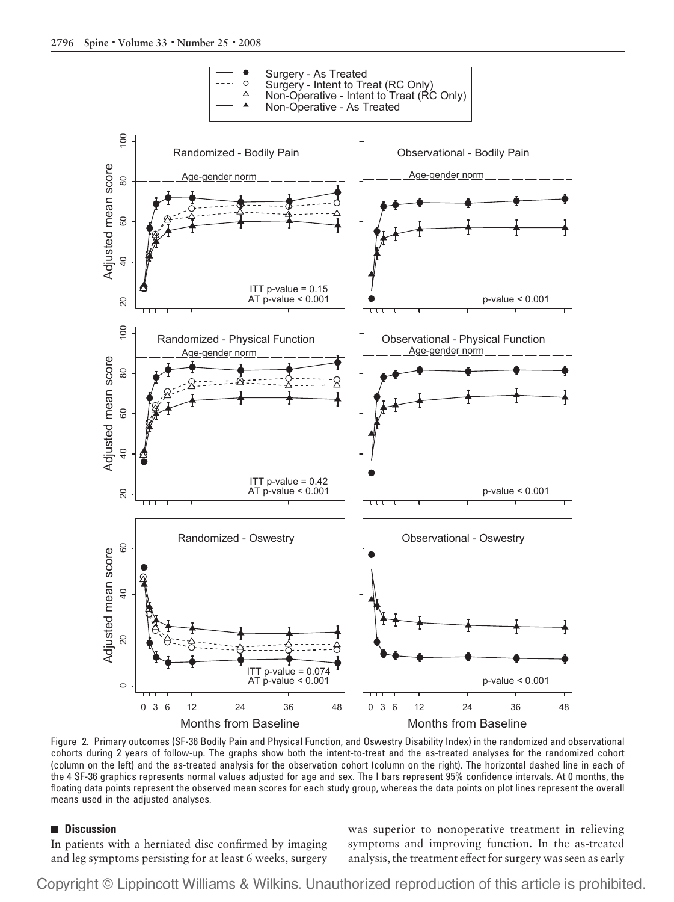Figure 2. Primary outcomes (SF-36 Bodily Pain and Physical Function, and Oswestry Disability Index) in the randomized and observational cohorts during 2 years of follow-up. The graphs show both the intent-to-treat and the as-treated analyses for the randomized cohort (column on the left) and the as-treated analysis for the observation cohort (column on the right). The horizontal dashed line in each of the 4 SF-36 graphics represents normal values adjusted for age and sex. The I bars represent 95% confidence intervals. At 0 months, the floating data points represent the observed mean scores for each study group, whereas the data points on plot lines represent the overall means used in the adjusted analyses.

## Discussion

In patients with a herniated disc confirmed by imaging and leg symptoms persisting for at least 6 weeks, surgery was superior to nonoperative treatment in relieving symptoms and improving function. In the as-treated analysis, the treatment effect for surgery was seen as early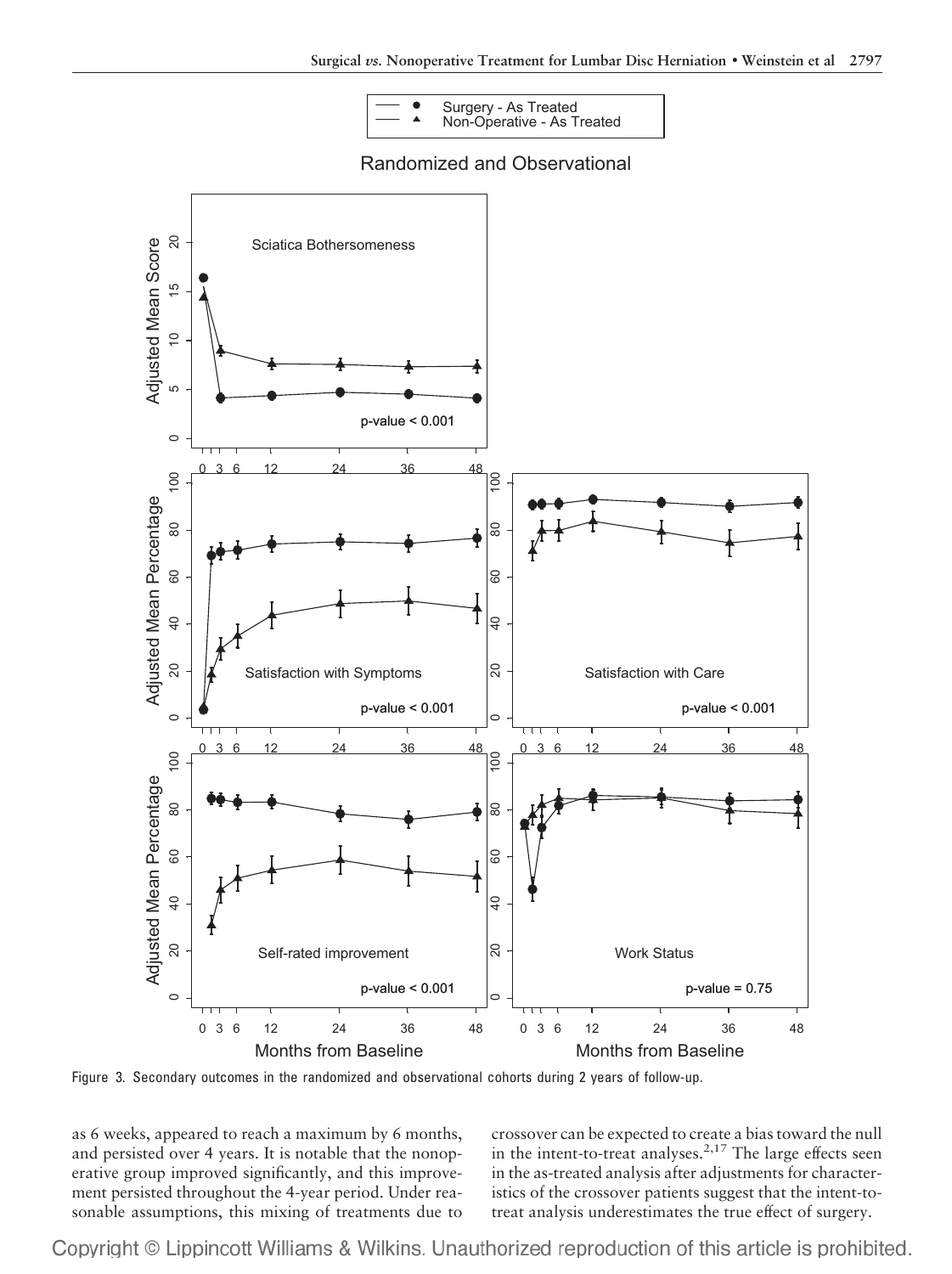Figure 3. Secondary outcomes in the randomized and observational cohorts during 2 years of follow-up.

as 6 weeks, appeared to reach a maximum by 6 months, and persisted over 4 years. It is notable that the nonoperative group improved significantly, and this improvement persisted throughout the 4-year period. Under reasonable assumptions, this mixing of treatments due to crossover can be expected to create a bias toward the null in the intent-to-treat analyses.[2,17] The large effects seen in the as-treated analysis after adjustments for characteristics of the crossover patients suggest that the intent-to-treat analysis underestimates the true effect of surgery.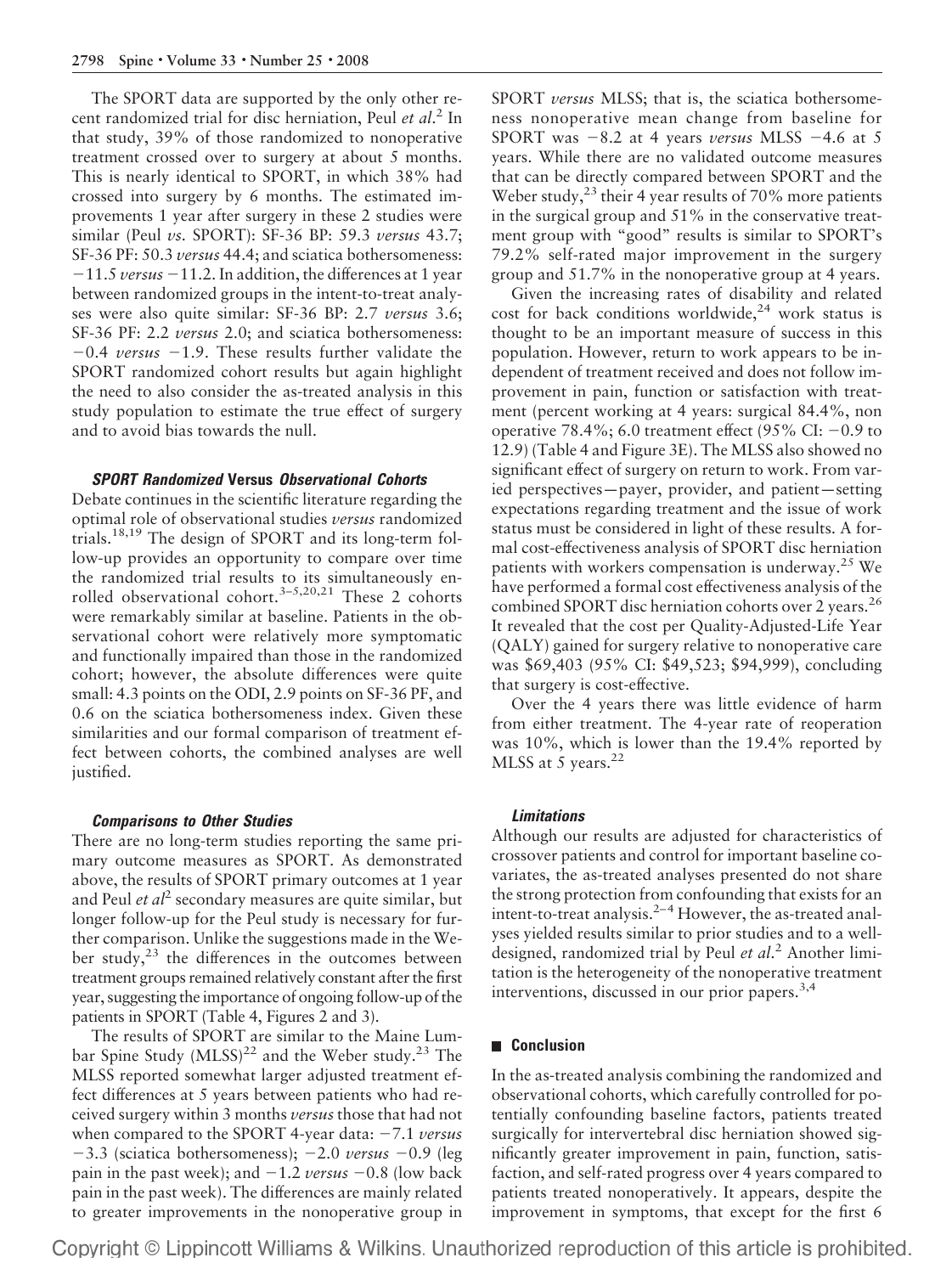The SPORT data are supported by the only other recent randomized trial for disc herniation, Peul *et al*.[2] In that study, 39% of those randomized to nonoperative treatment crossed over to surgery at about 5 months. This is nearly identical to SPORT, in which 38% had crossed into surgery by 6 months. The estimated improvements 1 year after surgery in these 2 studies were similar (Peul *vs*. SPORT): SF-36 BP: 59.3 *versus* 43.7; SF-36 PF: 50.3 *versus* 44.4; and sciatica bothersomeness: −11.5 *versus* −11.2. In addition, the differences at 1 year between randomized groups in the intent-to-treat analyses were also quite similar: SF-36 BP: 2.7 *versus* 3.6; SF-36 PF: 2.2 *versus* 2.0; and sciatica bothersomeness: −0.4 *versus* −1.9. These results further validate the SPORT randomized cohort results but again highlight the need to also consider the as-treated analysis in this study population to estimate the true effect of surgery and to avoid bias towards the null.

### *SPORT Randomized* Versus *Observational Cohorts*

Debate continues in the scientific literature regarding the optimal role of observational studies *versus* randomized trials.[18,19] The design of SPORT and its long-term follow-up provides an opportunity to compare over time the randomized trial results to its simultaneously enrolled observational cohort.[3–5,20,21] These 2 cohorts were remarkably similar at baseline. Patients in the observational cohort were relatively more symptomatic and functionally impaired than those in the randomized cohort; however, the absolute differences were quite small: 4.3 points on the ODI, 2.9 points on SF-36 PF, and 0.6 on the sciatica bothersomeness index. Given these similarities and our formal comparison of treatment effect between cohorts, the combined analyses are well justified.

### *Comparisons to Other Studies*

There are no long-term studies reporting the same primary outcome measures as SPORT. As demonstrated above, the results of SPORT primary outcomes at 1 year and Peul *et al*[2] secondary measures are quite similar, but longer follow-up for the Peul study is necessary for further comparison. Unlike the suggestions made in the Weber study,[23] the differences in the outcomes between treatment groups remained relatively constant after the first year, suggesting the importance of ongoing follow-up of the patients in SPORT (Table 4, Figures 2 and 3).

The results of SPORT are similar to the Maine Lumbar Spine Study (MLSS)[22] and the Weber study.[23] The MLSS reported somewhat larger adjusted treatment effect differences at 5 years between patients who had received surgery within 3 months *versus* those that had not when compared to the SPORT 4-year data: −7.1 *versus* −3.3 (sciatica bothersomeness); −2.0 *versus* −0.9 (leg pain in the past week); and −1.2 *versus* −0.8 (low back pain in the past week). The differences are mainly related to greater improvements in the nonoperative group in SPORT *versus* MLSS; that is, the sciatica bothersomeness nonoperative mean change from baseline for SPORT was −8.2 at 4 years *versus* MLSS −4.6 at 5 years. While there are no validated outcome measures that can be directly compared between SPORT and the Weber study,[23] their 4 year results of 70% more patients in the surgical group and 51% in the conservative treatment group with "good" results is similar to SPORT's 79.2% self-rated major improvement in the surgery group and 51.7% in the nonoperative group at 4 years.

Given the increasing rates of disability and related cost for back conditions worldwide,[24] work status is thought to be an important measure of success in this population. However, return to work appears to be independent of treatment received and does not follow improvement in pain, function or satisfaction with treatment (percent working at 4 years: surgical 84.4%, non operative 78.4%; 6.0 treatment effect (95% CI: −0.9 to 12.9) (Table 4 and Figure 3E). The MLSS also showed no significant effect of surgery on return to work. From varied perspectives—payer, provider, and patient—setting expectations regarding treatment and the issue of work status must be considered in light of these results. A formal cost-effectiveness analysis of SPORT disc herniation patients with workers compensation is underway.[25] We have performed a formal cost effectiveness analysis of the combined SPORT disc herniation cohorts over 2 years.[26] It revealed that the cost per Quality-Adjusted-Life Year (QALY) gained for surgery relative to nonoperative care was $69,403 (95% CI: $49,523; $94,999), concluding that surgery is cost-effective.

Over the 4 years there was little evidence of harm from either treatment. The 4-year rate of reoperation was 10%, which is lower than the 19.4% reported by MLSS at 5 years.[22]

### *Limitations*

Although our results are adjusted for characteristics of crossover patients and control for important baseline covariates, the as-treated analyses presented do not share the strong protection from confounding that exists for an intent-to-treat analysis.[2–4] However, the as-treated analyses yielded results similar to prior studies and to a well-designed, randomized trial by Peul *et al*.[2] Another limitation is the heterogeneity of the nonoperative treatment interventions, discussed in our prior papers.[3,4]

## Conclusion

In the as-treated analysis combining the randomized and observational cohorts, which carefully controlled for potentially confounding baseline factors, patients treated surgically for intervertebral disc herniation showed significantly greater improvement in pain, function, satisfaction, and self-rated progress over 4 years compared to patients treated nonoperatively. It appears, despite the improvement in symptoms, that except for the first 6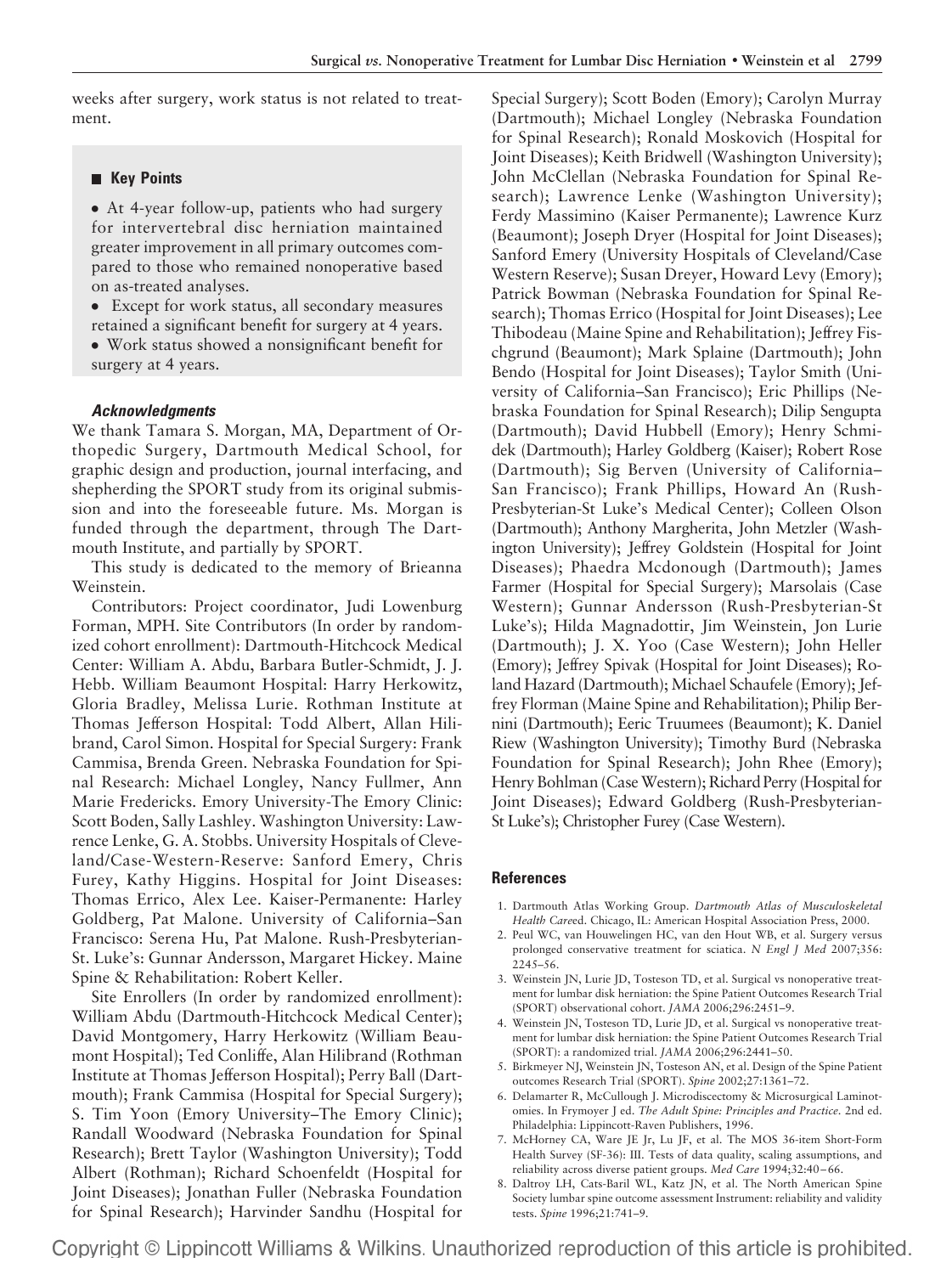weeks after surgery, work status is not related to treatment.

## Key Points

- At 4-year follow-up, patients who had surgery for intervertebral disc herniation maintained greater improvement in all primary outcomes compared to those who remained nonoperative based on as-treated analyses.
- Except for work status, all secondary measures retained a significant benefit for surgery at 4 years.
- Work status showed a nonsignificant benefit for surgery at 4 years.

### *Acknowledgments*

We thank Tamara S. Morgan, MA, Department of Orthopedic Surgery, Dartmouth Medical School, for graphic design and production, journal interfacing, and shepherding the SPORT study from its original submission and into the foreseeable future. Ms. Morgan is funded through the department, through The Dartmouth Institute, and partially by SPORT.

This study is dedicated to the memory of Brieanna Weinstein.

Contributors: Project coordinator, Judi Lowenburg Forman, MPH. Site Contributors (In order by randomized cohort enrollment): Dartmouth-Hitchcock Medical Center: William A. Abdu, Barbara Butler-Schmidt, J. J. Hebb. William Beaumont Hospital: Harry Herkowitz, Gloria Bradley, Melissa Lurie. Rothman Institute at Thomas Jefferson Hospital: Todd Albert, Allan Hilibrand, Carol Simon. Hospital for Special Surgery: Frank Cammisa, Brenda Green. Nebraska Foundation for Spinal Research: Michael Longley, Nancy Fullmer, Ann Marie Fredericks. Emory University-The Emory Clinic: Scott Boden, Sally Lashley. Washington University: Lawrence Lenke, G. A. Stobbs. University Hospitals of Cleveland/Case-Western-Reserve: Sanford Emery, Chris Furey, Kathy Higgins. Hospital for Joint Diseases: Thomas Errico, Alex Lee. Kaiser-Permanente: Harley Goldberg, Pat Malone. University of California–San Francisco: Serena Hu, Pat Malone. Rush-Presbyterian-St. Luke's: Gunnar Andersson, Margaret Hickey. Maine Spine & Rehabilitation: Robert Keller.

Site Enrollers (In order by randomized enrollment): William Abdu (Dartmouth-Hitchcock Medical Center); David Montgomery, Harry Herkowitz (William Beaumont Hospital); Ted Conliffe, Alan Hilibrand (Rothman Institute at Thomas Jefferson Hospital); Perry Ball (Dartmouth); Frank Cammisa (Hospital for Special Surgery); S. Tim Yoon (Emory University–The Emory Clinic); Randall Woodward (Nebraska Foundation for Spinal Research); Brett Taylor (Washington University); Todd Albert (Rothman); Richard Schoenfeldt (Hospital for Joint Diseases); Jonathan Fuller (Nebraska Foundation for Spinal Research); Harvinder Sandhu (Hospital for Special Surgery); Scott Boden (Emory); Carolyn Murray (Dartmouth); Michael Longley (Nebraska Foundation for Spinal Research); Ronald Moskovich (Hospital for Joint Diseases); Keith Bridwell (Washington University); John McClellan (Nebraska Foundation for Spinal Research); Lawrence Lenke (Washington University); Ferdy Massimino (Kaiser Permanente); Lawrence Kurz (Beaumont); Joseph Dryer (Hospital for Joint Diseases); Sanford Emery (University Hospitals of Cleveland/Case Western Reserve); Susan Dreyer, Howard Levy (Emory); Patrick Bowman (Nebraska Foundation for Spinal Research); Thomas Errico (Hospital for Joint Diseases); Lee Thibodeau (Maine Spine and Rehabilitation); Jeffrey Fischgrund (Beaumont); Mark Splaine (Dartmouth); John Bendo (Hospital for Joint Diseases); Taylor Smith (University of California–San Francisco); Eric Phillips (Nebraska Foundation for Spinal Research); Dilip Sengupta (Dartmouth); David Hubbell (Emory); Henry Schmidek (Dartmouth); Harley Goldberg (Kaiser); Robert Rose (Dartmouth); Sig Berven (University of California–San Francisco); Frank Phillips, Howard An (Rush-Presbyterian-St Luke's Medical Center); Colleen Olson (Dartmouth); Anthony Margherita, John Metzler (Washington University); Jeffrey Goldstein (Hospital for Joint Diseases); Phaedra Mcdonough (Dartmouth); James Farmer (Hospital for Special Surgery); Marsolais (Case Western); Gunnar Andersson (Rush-Presbyterian-St Luke's); Hilda Magnadottir, Jim Weinstein, Jon Lurie (Dartmouth); J. X. Yoo (Case Western); John Heller (Emory); Jeffrey Spivak (Hospital for Joint Diseases); Roland Hazard (Dartmouth); Michael Schaufele (Emory); Jeffrey Florman (Maine Spine and Rehabilitation); Philip Bernini (Dartmouth); Eeric Truumees (Beaumont); K. Daniel Riew (Washington University); Timothy Burd (Nebraska Foundation for Spinal Research); John Rhee (Emory); Henry Bohlman (Case Western); Richard Perry (Hospital for Joint Diseases); Edward Goldberg (Rush-Presbyterian-St Luke's); Christopher Furey (Case Western).

## References

1. Dartmouth Atlas Working Group. *Dartmouth Atlas of Musculoskeletal Health Care*ed. Chicago, IL: American Hospital Association Press, 2000.
2. Peul WC, van Houwelingen HC, van den Hout WB, et al. Surgery versus prolonged conservative treatment for sciatica. *N Engl J Med* 2007;356: 2245–56.
3. Weinstein JN, Lurie JD, Tosteson TD, et al. Surgical vs nonoperative treatment for lumbar disk herniation: the Spine Patient Outcomes Research Trial (SPORT) observational cohort. *JAMA* 2006;296:2451–9.
4. Weinstein JN, Tosteson TD, Lurie JD, et al. Surgical vs nonoperative treatment for lumbar disk herniation: the Spine Patient Outcomes Research Trial (SPORT): a randomized trial. *JAMA* 2006;296:2441–50.
5. Birkmeyer NJ, Weinstein JN, Tosteson AN, et al. Design of the Spine Patient outcomes Research Trial (SPORT). *Spine* 2002;27:1361–72.
6. Delamarter R, McCullough J. Microdiscectomy & Microsurgical Laminotomies. In Frymoyer J ed. *The Adult Spine: Principles and Practice*. 2nd ed. Philadelphia: Lippincott-Raven Publishers, 1996.
7. McHorney CA, Ware JE Jr, Lu JF, et al. The MOS 36-item Short-Form Health Survey (SF-36): III. Tests of data quality, scaling assumptions, and reliability across diverse patient groups. *Med Care* 1994;32:40–66.
8. Daltroy LH, Cats-Baril WL, Katz JN, et al. The North American Spine Society lumbar spine outcome assessment Instrument: reliability and validity tests. *Spine* 1996;21:741–9.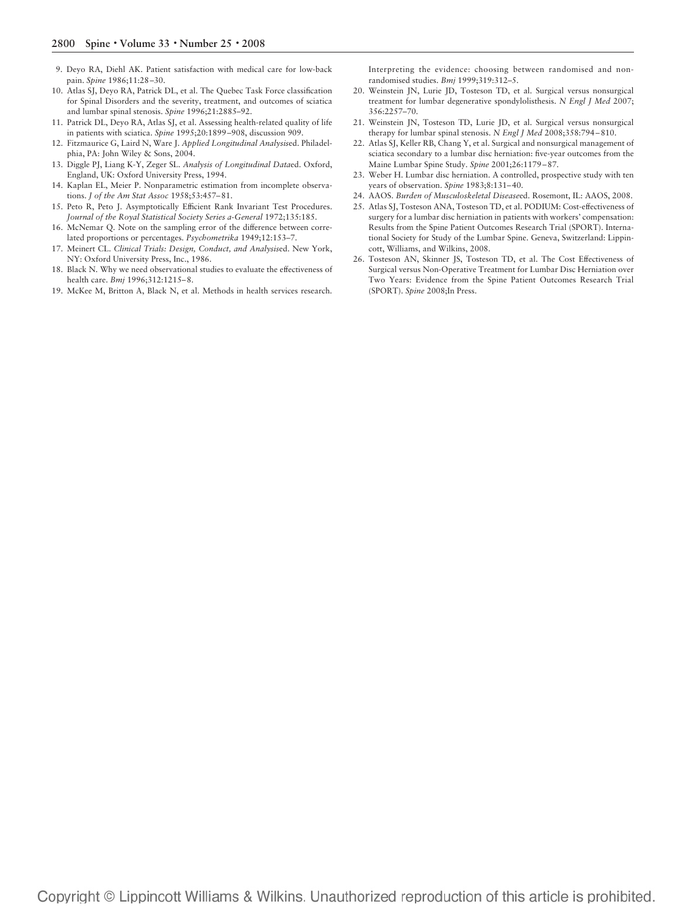9. Deyo RA, Diehl AK. Patient satisfaction with medical care for low-back pain. *Spine* 1986;11:28–30.
10. Atlas SJ, Deyo RA, Patrick DL, et al. The Quebec Task Force classification for Spinal Disorders and the severity, treatment, and outcomes of sciatica and lumbar spinal stenosis. *Spine* 1996;21:2885–92.
11. Patrick DL, Deyo RA, Atlas SJ, et al. Assessing health-related quality of life in patients with sciatica. *Spine* 1995;20:1899–908, discussion 909.
12. Fitzmaurice G, Laird N, Ware J. *Applied Longitudinal Analysis*ed. Philadelphia, PA: John Wiley & Sons, 2004.
13. Diggle PJ, Liang K-Y, Zeger SL. *Analysis of Longitudinal Data*ed. Oxford, England, UK: Oxford University Press, 1994.
14. Kaplan EL, Meier P. Nonparametric estimation from incomplete observations. *J of the Am Stat Assoc* 1958;53:457–81.
15. Peto R, Peto J. Asymptotically Efficient Rank Invariant Test Procedures. *Journal of the Royal Statistical Society Series a-General* 1972;135:185.
16. McNemar Q. Note on the sampling error of the difference between correlated proportions or percentages. *Psychometrika* 1949;12:153–7.
17. Meinert CL. *Clinical Trials: Design, Conduct, and Analysis*ed. New York, NY: Oxford University Press, Inc., 1986.
18. Black N. Why we need observational studies to evaluate the effectiveness of health care. *Bmj* 1996;312:1215–8.
19. McKee M, Britton A, Black N, et al. Methods in health services research. Interpreting the evidence: choosing between randomised and non-randomised studies. *Bmj* 1999;319:312–5.
20. Weinstein JN, Lurie JD, Tosteson TD, et al. Surgical versus nonsurgical treatment for lumbar degenerative spondylolisthesis. *N Engl J Med* 2007;356:2257–70.
21. Weinstein JN, Tosteson TD, Lurie JD, et al. Surgical versus nonsurgical therapy for lumbar spinal stenosis. *N Engl J Med* 2008;358:794–810.
22. Atlas SJ, Keller RB, Chang Y, et al. Surgical and nonsurgical management of sciatica secondary to a lumbar disc herniation: five-year outcomes from the Maine Lumbar Spine Study. *Spine* 2001;26:1179–87.
23. Weber H. Lumbar disc herniation. A controlled, prospective study with ten years of observation. *Spine* 1983;8:131–40.
24. AAOS. *Burden of Musculoskeletal Disease*ed. Rosemont, IL: AAOS, 2008.
25. Atlas SJ, Tosteson ANA, Tosteson TD, et al. PODIUM: Cost-effectiveness of surgery for a lumbar disc herniation in patients with workers' compensation: Results from the Spine Patient Outcomes Research Trial (SPORT). International Society for Study of the Lumbar Spine. Geneva, Switzerland: Lippincott, Williams, and Wilkins, 2008.
26. Tosteson AN, Skinner JS, Tosteson TD, et al. The Cost Effectiveness of Surgical versus Non-Operative Treatment for Lumbar Disc Herniation over Two Years: Evidence from the Spine Patient Outcomes Research Trial (SPORT). *Spine* 2008;In Press.